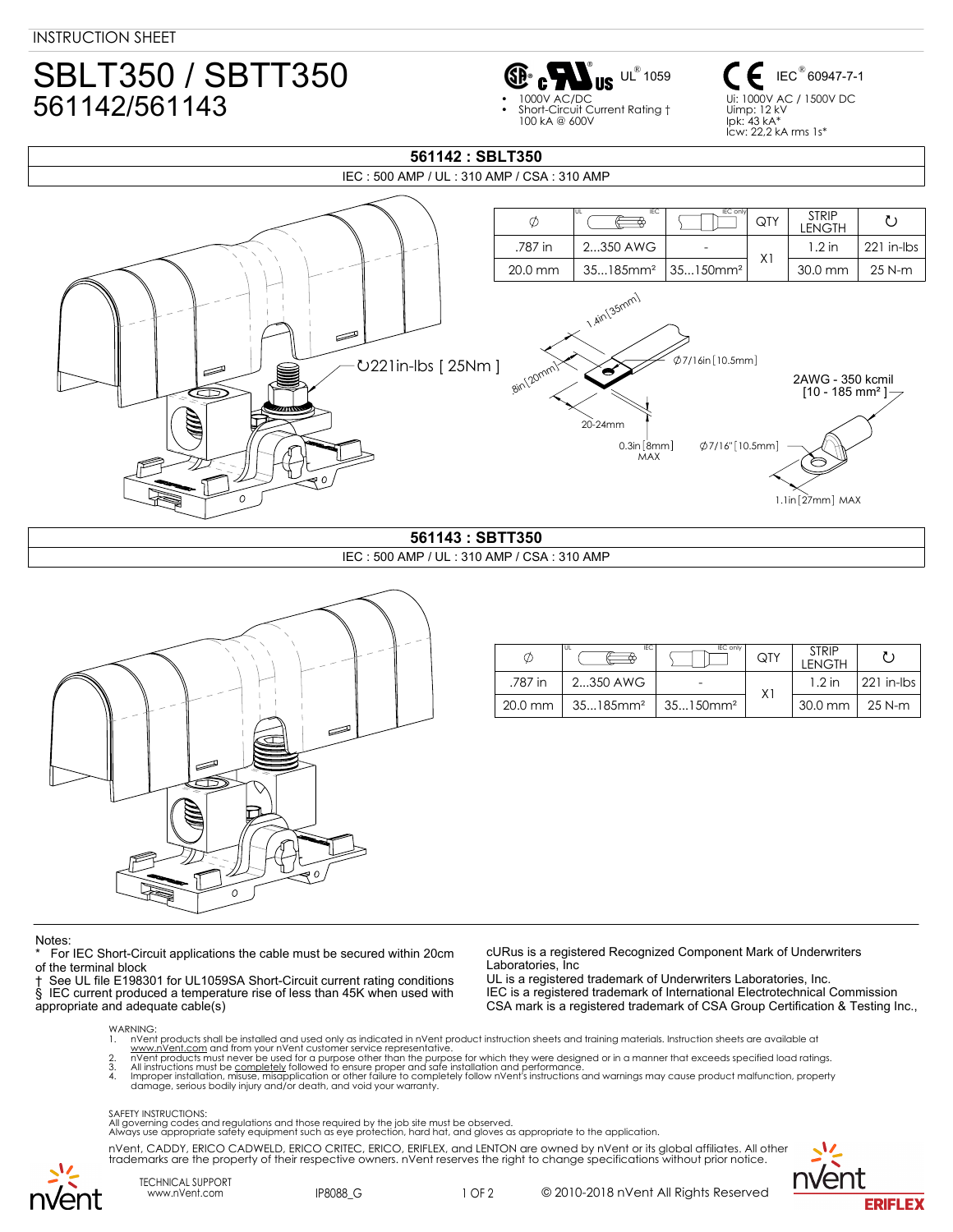INSTRUCTION SHEET

# SBLT350 / SBTT350
## 561142/561143

UL® 1059
- 1000V AC/DC
- Short-Circuit Current Rating †
  100 kA @ 600V

IEC® 60947-7-1
Ui: 1000V AC / 1500V DC
Uimp: 12 kV
Ipk: 43 kA*
Icw: 22,2 kA rms 1s*

## 561142 : SBLT350

IEC : 500 AMP / UL : 310 AMP / CSA : 310 AMP

| Ø | UL / IEC | IEC only | QTY | STRIP LENGTH | ↻ |
|---|---|---|---|---|---|
| .787 in | 2...350 AWG | - | X1 | 1.2 in | 221 in-lbs |
| 20.0 mm | 35...185mm² | 35...150mm² | | 30.0 mm | 25 N-m |

↻221 in-lbs [ 25Nm ]

1.4in [35mm]
.8in [20mm]
20-24mm
Ø7/16in [10.5mm]
0.3in [8mm] MAX
2AWG - 350 kcmil [10 - 185 mm²]
Ø7/16" [10.5mm]
1.1in [27mm] MAX

## 561143 : SBTT350

IEC : 500 AMP / UL : 310 AMP / CSA : 310 AMP

| Ø | UL / IEC | IEC only | QTY | STRIP LENGTH | ↻ |
|---|---|---|---|---|---|
| .787 in | 2...350 AWG | - | X1 | 1.2 in | 221 in-lbs |
| 20.0 mm | 35...185mm² | 35...150mm² | | 30.0 mm | 25 N-m |

Notes:
* For IEC Short-Circuit applications the cable must be secured within 20cm of the terminal block
† See UL file E198301 for UL1059SA Short-Circuit current rating conditions
§ IEC current produced a temperature rise of less than 45K when used with appropriate and adequate cable(s)

cURus is a registered Recognized Component Mark of Underwriters Laboratories, Inc
UL is a registered trademark of Underwriters Laboratories, Inc.
IEC is a registered trademark of International Electrotechnical Commission
CSA mark is a registered trademark of CSA Group Certification & Testing Inc.,

WARNING:
1. nVent products shall be installed and used only as indicated in nVent product instruction sheets and training materials. Instruction sheets are available at www.nVent.com and from your nVent customer service representative.
2. nVent products must never be used for a purpose other than the purpose for which they were designed or in a manner that exceeds specified load ratings.
3. All instructions must be completely followed to ensure proper and safe installation and performance.
4. Improper installation, misuse, misapplication or other failure to completely follow nVent's instructions and warnings may cause product malfunction, property damage, serious bodily injury and/or death, and void your warranty.

SAFETY INSTRUCTIONS:
All governing codes and regulations and those required by the job site must be observed.
Always use appropriate safety equipment such as eye protection, hard hat, and gloves as appropriate to the application.

nVent, CADDY, ERICO CADWELD, ERICO CRITEC, ERICO, ERIFLEX, and LENTON are owned by nVent or its global affiliates. All other trademarks are the property of their respective owners. nVent reserves the right to change specifications without prior notice.

TECHNICAL SUPPORT
www.nVent.com

IP8088_G

© 2010-2018 nVent All Rights Reserved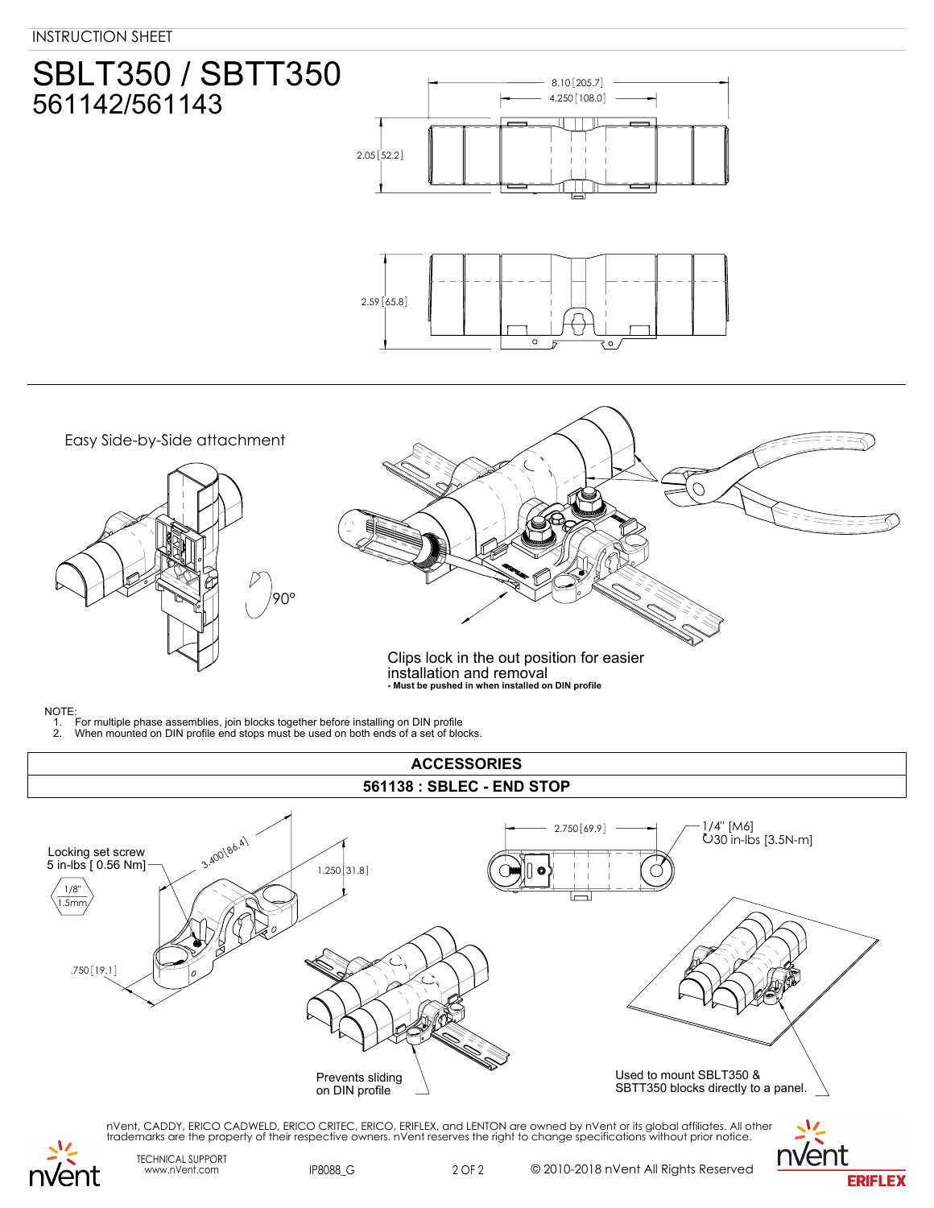INSTRUCTION SHEET

# SBLT350 / SBTT350
## 561142/561143

8.10 [205.7]
4.250 [108.0]
2.05 [52.2]
2.59 [65.8]

Easy Side-by-Side attachment

90°

Clips lock in the out position for easier installation and removal
**- Must be pushed in when installed on DIN profile**

NOTE:
1. For multiple phase assemblies, join blocks together before installing on DIN profile
2. When mounted on DIN profile end stops must be used on both ends of a set of blocks.

## ACCESSORIES

### 561138 : SBLEC - END STOP

Locking set screw
5 in-lbs [ 0.56 Nm]

1/8"
1.5mm

3.400 [86.4]
1.250 [31.8]
.750 [19.1]
2.750 [69.9]

1/4" [M6]
30 in-lbs [3.5N-m]

Prevents sliding on DIN profile

Used to mount SBLT350 & SBTT350 blocks directly to a panel.

nVent, CADDY, ERICO CADWELD, ERICO CRITEC, ERICO, ERIFLEX, and LENTON are owned by nVent or its global affiliates. All other trademarks are the property of their respective owners. nVent reserves the right to change specifications without prior notice.

TECHNICAL SUPPORT
www.nVent.com

IP8088_G

© 2010-2018 nVent All Rights Reserved